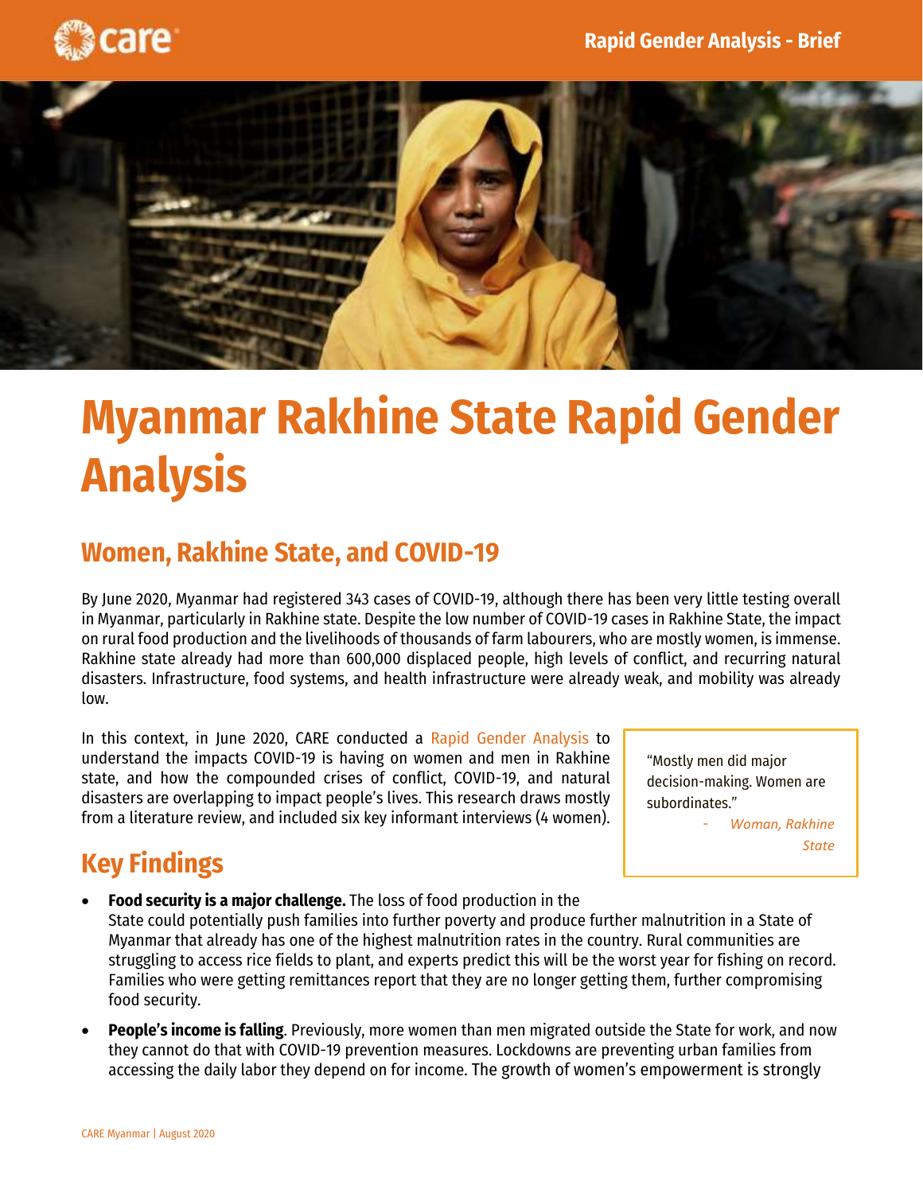Rapid Gender Analysis - Brief

# Myanmar Rakhine State Rapid Gender Analysis

## Women, Rakhine State, and COVID-19

By June 2020, Myanmar had registered 343 cases of COVID-19, although there has been very little testing overall in Myanmar, particularly in Rakhine state. Despite the low number of COVID-19 cases in Rakhine State, the impact on rural food production and the livelihoods of thousands of farm labourers, who are mostly women, is immense. Rakhine state already had more than 600,000 displaced people, high levels of conflict, and recurring natural disasters. Infrastructure, food systems, and health infrastructure were already weak, and mobility was already low.

In this context, in June 2020, CARE conducted a Rapid Gender Analysis to understand the impacts COVID-19 is having on women and men in Rakhine state, and how the compounded crises of conflict, COVID-19, and natural disasters are overlapping to impact people's lives. This research draws mostly from a literature review, and included six key informant interviews (4 women).

> "Mostly men did major decision-making. Women are subordinates."
>
> - *Woman, Rakhine State*

## Key Findings

- **Food security is a major challenge.** The loss of food production in the State could potentially push families into further poverty and produce further malnutrition in a State of Myanmar that already has one of the highest malnutrition rates in the country. Rural communities are struggling to access rice fields to plant, and experts predict this will be the worst year for fishing on record. Families who were getting remittances report that they are no longer getting them, further compromising food security.
- **People's income is falling**. Previously, more women than men migrated outside the State for work, and now they cannot do that with COVID-19 prevention measures. Lockdowns are preventing urban families from accessing the daily labor they depend on for income. The growth of women's empowerment is strongly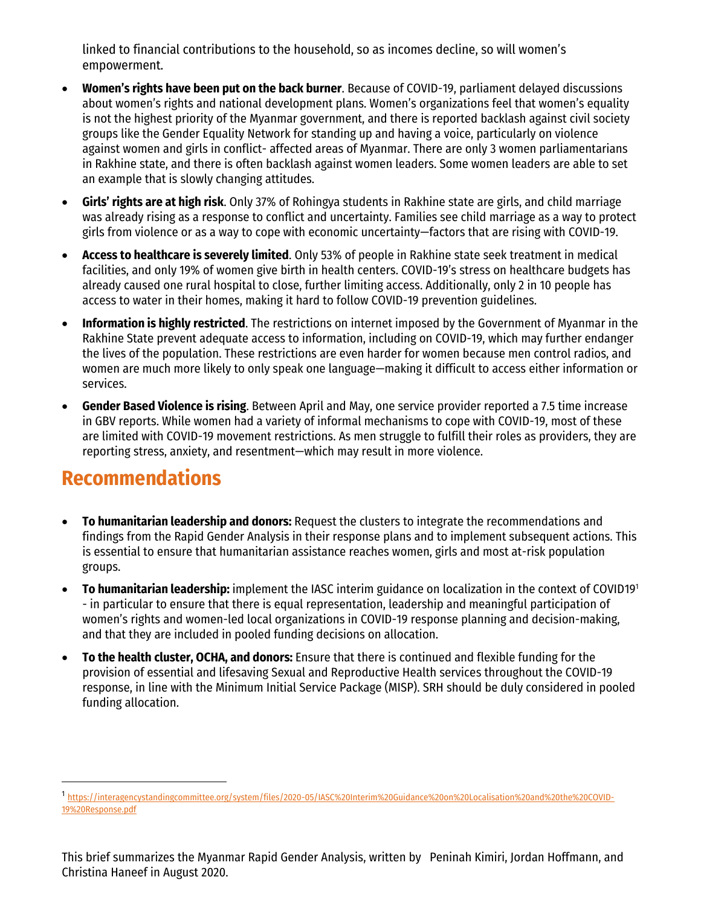linked to financial contributions to the household, so as incomes decline, so will women's empowerment.

- **Women's rights have been put on the back burner**. Because of COVID-19, parliament delayed discussions about women's rights and national development plans. Women's organizations feel that women's equality is not the highest priority of the Myanmar government, and there is reported backlash against civil society groups like the Gender Equality Network for standing up and having a voice, particularly on violence against women and girls in conflict- affected areas of Myanmar. There are only 3 women parliamentarians in Rakhine state, and there is often backlash against women leaders. Some women leaders are able to set an example that is slowly changing attitudes.
- **Girls' rights are at high risk**. Only 37% of Rohingya students in Rakhine state are girls, and child marriage was already rising as a response to conflict and uncertainty. Families see child marriage as a way to protect girls from violence or as a way to cope with economic uncertainty—factors that are rising with COVID-19.
- **Access to healthcare is severely limited**. Only 53% of people in Rakhine state seek treatment in medical facilities, and only 19% of women give birth in health centers. COVID-19's stress on healthcare budgets has already caused one rural hospital to close, further limiting access. Additionally, only 2 in 10 people has access to water in their homes, making it hard to follow COVID-19 prevention guidelines.
- **Information is highly restricted**. The restrictions on internet imposed by the Government of Myanmar in the Rakhine State prevent adequate access to information, including on COVID-19, which may further endanger the lives of the population. These restrictions are even harder for women because men control radios, and women are much more likely to only speak one language—making it difficult to access either information or services.
- **Gender Based Violence is rising**. Between April and May, one service provider reported a 7.5 time increase in GBV reports. While women had a variety of informal mechanisms to cope with COVID-19, most of these are limited with COVID-19 movement restrictions. As men struggle to fulfill their roles as providers, they are reporting stress, anxiety, and resentment—which may result in more violence.

## Recommendations

- **To humanitarian leadership and donors:** Request the clusters to integrate the recommendations and findings from the Rapid Gender Analysis in their response plans and to implement subsequent actions. This is essential to ensure that humanitarian assistance reaches women, girls and most at-risk population groups.
- **To humanitarian leadership:** implement the IASC interim guidance on localization in the context of COVID19[1] - in particular to ensure that there is equal representation, leadership and meaningful participation of women's rights and women-led local organizations in COVID-19 response planning and decision-making, and that they are included in pooled funding decisions on allocation.
- **To the health cluster, OCHA, and donors:** Ensure that there is continued and flexible funding for the provision of essential and lifesaving Sexual and Reproductive Health services throughout the COVID-19 response, in line with the Minimum Initial Service Package (MISP). SRH should be duly considered in pooled funding allocation.

[1] https://interagencystandingcommittee.org/system/files/2020-05/IASC%20Interim%20Guidance%20on%20Localisation%20and%20the%20COVID-19%20Response.pdf

This brief summarizes the Myanmar Rapid Gender Analysis, written by Peninah Kimiri, Jordan Hoffmann, and Christina Haneef in August 2020.